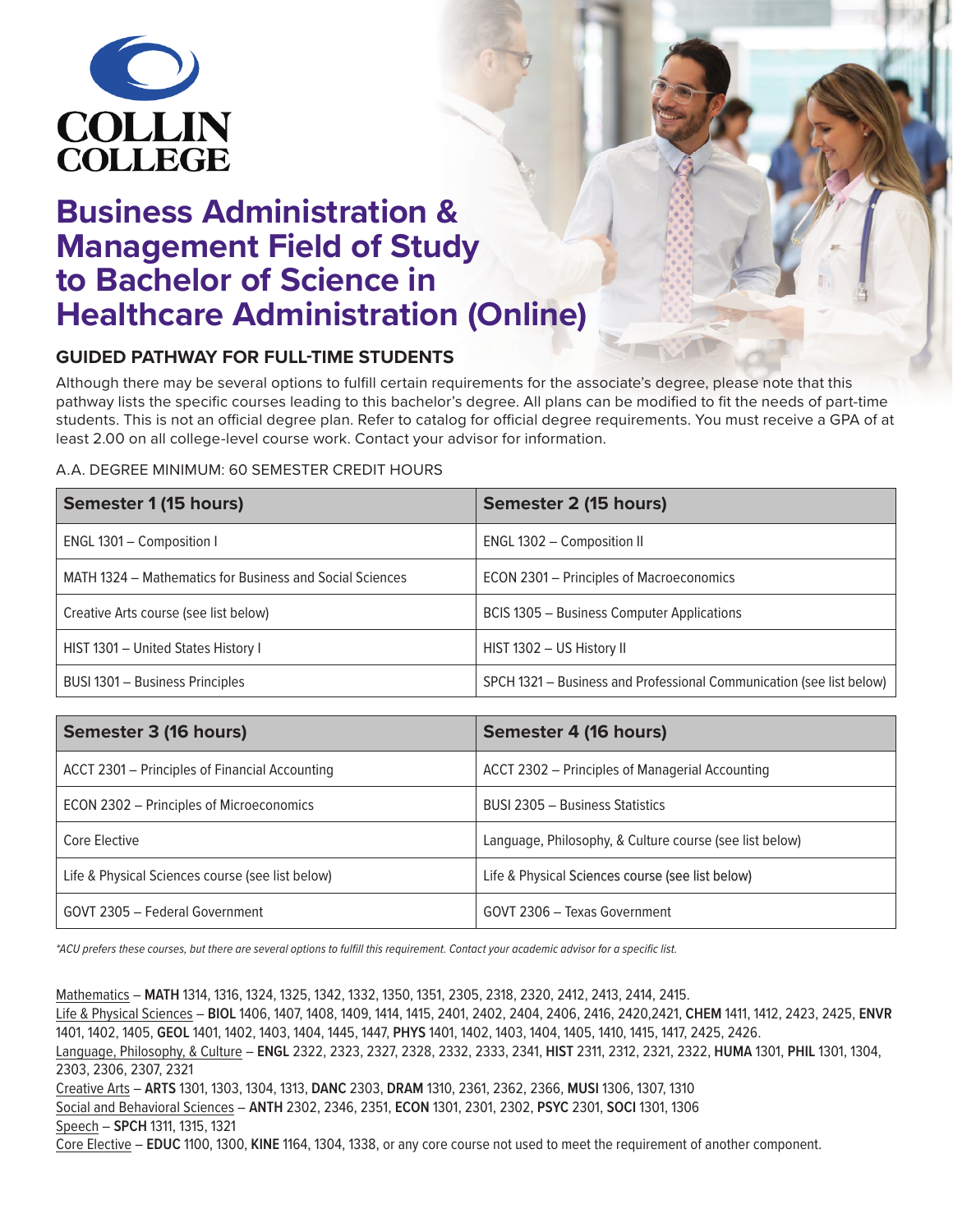COLLIN COLLEGE

# Business Administration & Management Field of Study to Bachelor of Science in Healthcare Administration (Online)

## GUIDED PATHWAY FOR FULL-TIME STUDENTS

Although there may be several options to fulfill certain requirements for the associate's degree, please note that this pathway lists the specific courses leading to this bachelor's degree. All plans can be modified to fit the needs of part-time students. This is not an official degree plan. Refer to catalog for official degree requirements. You must receive a GPA of at least 2.00 on all college-level course work. Contact your advisor for information.

A.A. DEGREE MINIMUM: 60 SEMESTER CREDIT HOURS

| Semester 1 (15 hours) | Semester 2 (15 hours) |
|---|---|
| ENGL 1301 – Composition I | ENGL 1302 – Composition II |
| MATH 1324 – Mathematics for Business and Social Sciences | ECON 2301 – Principles of Macroeconomics |
| Creative Arts course (see list below) | BCIS 1305 – Business Computer Applications |
| HIST 1301 – United States History I | HIST 1302 – US History II |
| BUSI 1301 – Business Principles | SPCH 1321 – Business and Professional Communication (see list below) |

| Semester 3 (16 hours) | Semester 4 (16 hours) |
|---|---|
| ACCT 2301 – Principles of Financial Accounting | ACCT 2302 – Principles of Managerial Accounting |
| ECON 2302 – Principles of Microeconomics | BUSI 2305 – Business Statistics |
| Core Elective | Language, Philosophy, & Culture course (see list below) |
| Life & Physical Sciences course (see list below) | Life & Physical Sciences course (see list below) |
| GOVT 2305 – Federal Government | GOVT 2306 – Texas Government |

*\*ACU prefers these courses, but there are several options to fulfill this requirement. Contact your academic advisor for a specific list.*

Mathematics – **MATH** 1314, 1316, 1324, 1325, 1342, 1332, 1350, 1351, 2305, 2318, 2320, 2412, 2413, 2414, 2415.

Life & Physical Sciences – **BIOL** 1406, 1407, 1408, 1409, 1414, 1415, 2401, 2402, 2404, 2406, 2416, 2420,2421, **CHEM** 1411, 1412, 2423, 2425, **ENVR** 1401, 1402, 1405, **GEOL** 1401, 1402, 1403, 1404, 1445, 1447, **PHYS** 1401, 1402, 1403, 1404, 1405, 1410, 1415, 1417, 2425, 2426.

Language, Philosophy, & Culture – **ENGL** 2322, 2323, 2327, 2328, 2332, 2333, 2341, **HIST** 2311, 2312, 2321, 2322, **HUMA** 1301, **PHIL** 1301, 1304, 2303, 2306, 2307, 2321

Creative Arts – **ARTS** 1301, 1303, 1304, 1313, **DANC** 2303, **DRAM** 1310, 2361, 2362, 2366, **MUSI** 1306, 1307, 1310

Social and Behavioral Sciences – **ANTH** 2302, 2346, 2351, **ECON** 1301, 2301, 2302, **PSYC** 2301, **SOCI** 1301, 1306

Speech – **SPCH** 1311, 1315, 1321

Core Elective – **EDUC** 1100, 1300, **KINE** 1164, 1304, 1338, or any core course not used to meet the requirement of another component.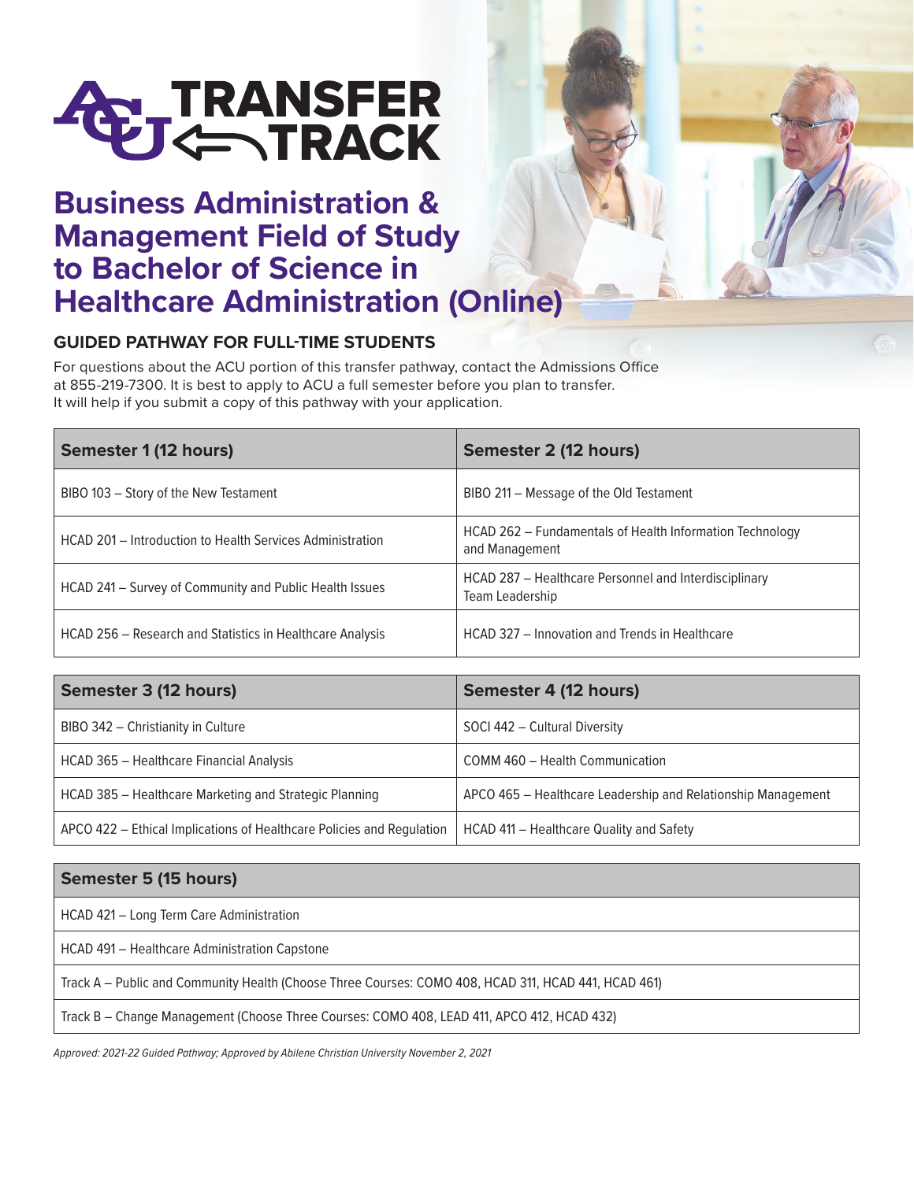# ACU TRANSFER TRACK

## Business Administration & Management Field of Study to Bachelor of Science in Healthcare Administration (Online)

### GUIDED PATHWAY FOR FULL-TIME STUDENTS

For questions about the ACU portion of this transfer pathway, contact the Admissions Office at 855-219-7300. It is best to apply to ACU a full semester before you plan to transfer. It will help if you submit a copy of this pathway with your application.

| Semester 1 (12 hours) | Semester 2 (12 hours) |
|---|---|
| BIBO 103 – Story of the New Testament | BIBO 211 – Message of the Old Testament |
| HCAD 201 – Introduction to Health Services Administration | HCAD 262 – Fundamentals of Health Information Technology and Management |
| HCAD 241 – Survey of Community and Public Health Issues | HCAD 287 – Healthcare Personnel and Interdisciplinary Team Leadership |
| HCAD 256 – Research and Statistics in Healthcare Analysis | HCAD 327 – Innovation and Trends in Healthcare |

| Semester 3 (12 hours) | Semester 4 (12 hours) |
|---|---|
| BIBO 342 – Christianity in Culture | SOCI 442 – Cultural Diversity |
| HCAD 365 – Healthcare Financial Analysis | COMM 460 – Health Communication |
| HCAD 385 – Healthcare Marketing and Strategic Planning | APCO 465 – Healthcare Leadership and Relationship Management |
| APCO 422 – Ethical Implications of Healthcare Policies and Regulation | HCAD 411 – Healthcare Quality and Safety |

| Semester 5 (15 hours) |
|---|
| HCAD 421 – Long Term Care Administration |
| HCAD 491 – Healthcare Administration Capstone |
| Track A – Public and Community Health (Choose Three Courses: COMO 408, HCAD 311, HCAD 441, HCAD 461) |
| Track B – Change Management (Choose Three Courses: COMO 408, LEAD 411, APCO 412, HCAD 432) |

*Approved: 2021-22 Guided Pathway; Approved by Abilene Christian University November 2, 2021*